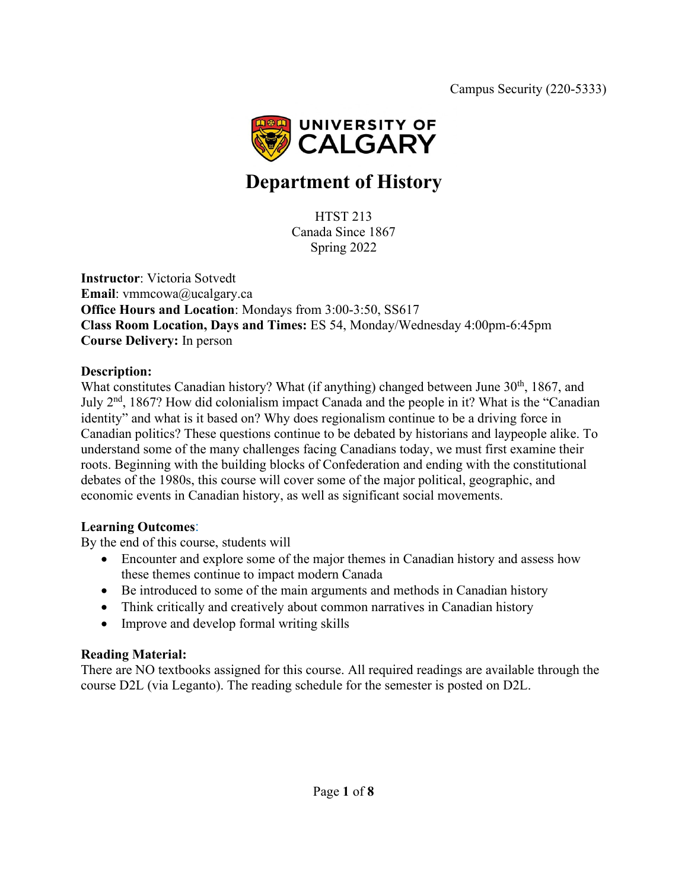Campus Security (220-5333)

UNIVERSITY OF CALGARY

# Department of History

HTST 213
Canada Since 1867
Spring 2022

**Instructor**: Victoria Sotvedt
**Email**: vmmcowa@ucalgary.ca
**Office Hours and Location**: Mondays from 3:00-3:50, SS617
**Class Room Location, Days and Times:** ES 54, Monday/Wednesday 4:00pm-6:45pm
**Course Delivery:** In person

**Description:**
What constitutes Canadian history? What (if anything) changed between June 30th, 1867, and July 2nd, 1867? How did colonialism impact Canada and the people in it? What is the "Canadian identity" and what is it based on? Why does regionalism continue to be a driving force in Canadian politics? These questions continue to be debated by historians and laypeople alike. To understand some of the many challenges facing Canadians today, we must first examine their roots. Beginning with the building blocks of Confederation and ending with the constitutional debates of the 1980s, this course will cover some of the major political, geographic, and economic events in Canadian history, as well as significant social movements.

**Learning Outcomes**:
By the end of this course, students will

- Encounter and explore some of the major themes in Canadian history and assess how these themes continue to impact modern Canada
- Be introduced to some of the main arguments and methods in Canadian history
- Think critically and creatively about common narratives in Canadian history
- Improve and develop formal writing skills

**Reading Material:**
There are NO textbooks assigned for this course. All required readings are available through the course D2L (via Leganto). The reading schedule for the semester is posted on D2L.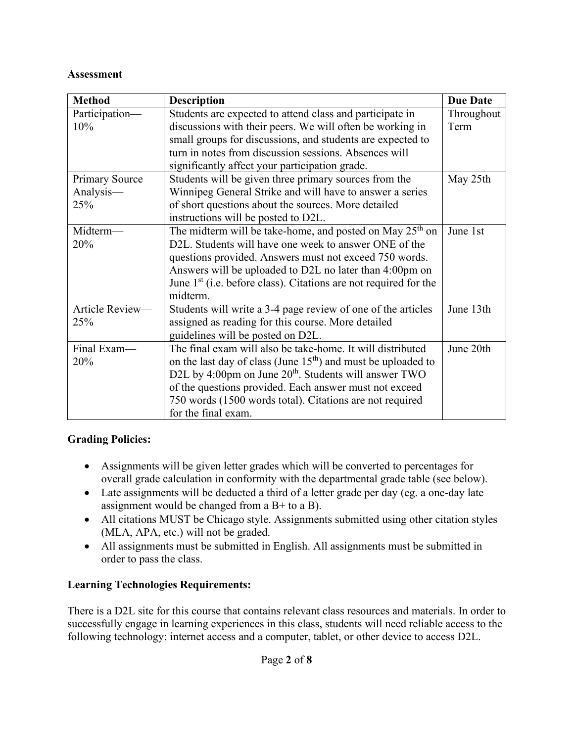**Assessment**

| Method | Description | Due Date |
|---|---|---|
| Participation—10% | Students are expected to attend class and participate in discussions with their peers. We will often be working in small groups for discussions, and students are expected to turn in notes from discussion sessions. Absences will significantly affect your participation grade. | Throughout Term |
| Primary Source Analysis—25% | Students will be given three primary sources from the Winnipeg General Strike and will have to answer a series of short questions about the sources. More detailed instructions will be posted to D2L. | May 25th |
| Midterm—20% | The midterm will be take-home, and posted on May 25th on D2L. Students will have one week to answer ONE of the questions provided. Answers must not exceed 750 words. Answers will be uploaded to D2L no later than 4:00pm on June 1st (i.e. before class). Citations are not required for the midterm. | June 1st |
| Article Review—25% | Students will write a 3-4 page review of one of the articles assigned as reading for this course. More detailed guidelines will be posted on D2L. | June 13th |
| Final Exam—20% | The final exam will also be take-home. It will distributed on the last day of class (June 15th) and must be uploaded to D2L by 4:00pm on June 20th. Students will answer TWO of the questions provided. Each answer must not exceed 750 words (1500 words total). Citations are not required for the final exam. | June 20th |

**Grading Policies:**

- Assignments will be given letter grades which will be converted to percentages for overall grade calculation in conformity with the departmental grade table (see below).
- Late assignments will be deducted a third of a letter grade per day (eg. a one-day late assignment would be changed from a B+ to a B).
- All citations MUST be Chicago style. Assignments submitted using other citation styles (MLA, APA, etc.) will not be graded.
- All assignments must be submitted in English. All assignments must be submitted in order to pass the class.

**Learning Technologies Requirements:**

There is a D2L site for this course that contains relevant class resources and materials. In order to successfully engage in learning experiences in this class, students will need reliable access to the following technology: internet access and a computer, tablet, or other device to access D2L.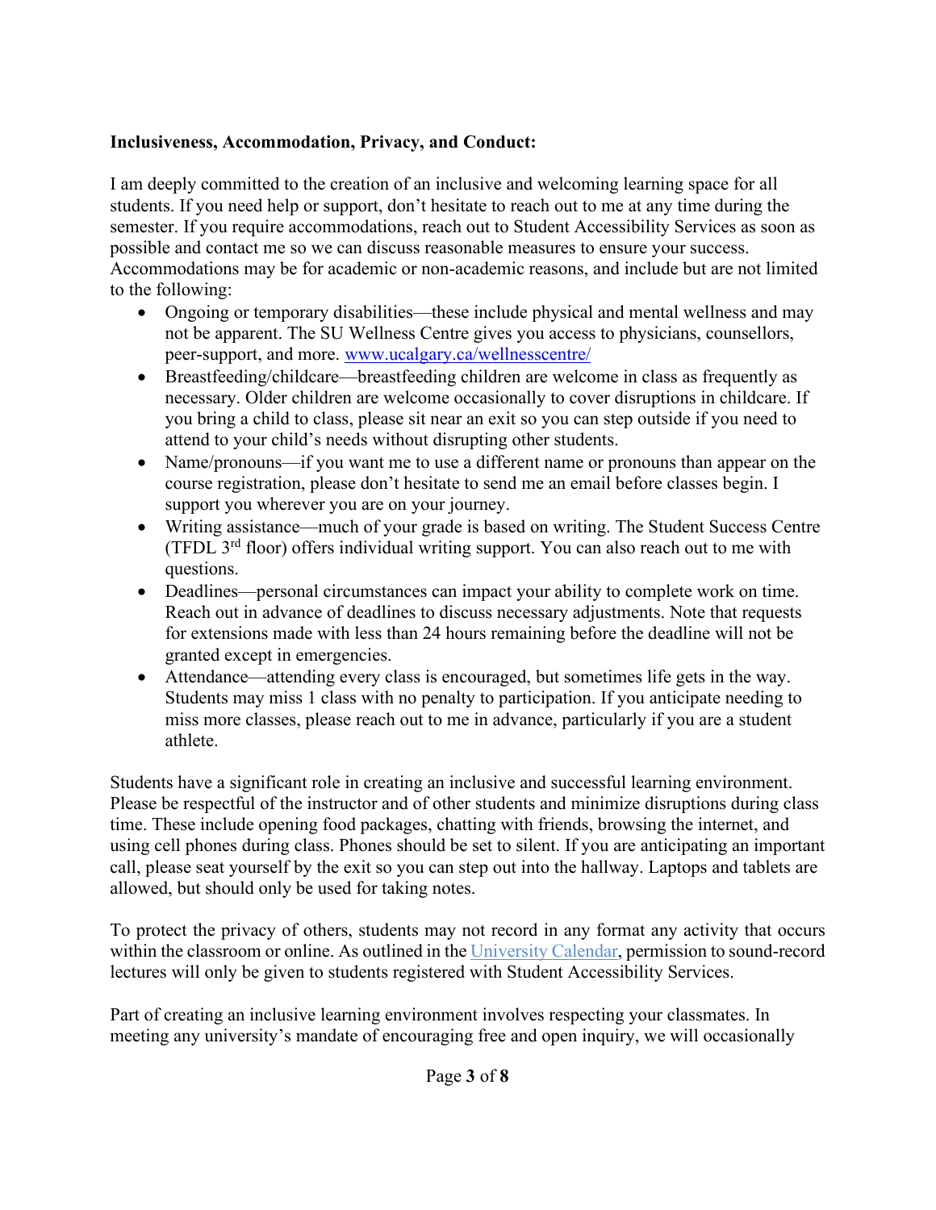**Inclusiveness, Accommodation, Privacy, and Conduct:**

I am deeply committed to the creation of an inclusive and welcoming learning space for all students. If you need help or support, don't hesitate to reach out to me at any time during the semester. If you require accommodations, reach out to Student Accessibility Services as soon as possible and contact me so we can discuss reasonable measures to ensure your success. Accommodations may be for academic or non-academic reasons, and include but are not limited to the following:

- Ongoing or temporary disabilities—these include physical and mental wellness and may not be apparent. The SU Wellness Centre gives you access to physicians, counsellors, peer-support, and more. [www.ucalgary.ca/wellnesscentre/](www.ucalgary.ca/wellnesscentre/)
- Breastfeeding/childcare—breastfeeding children are welcome in class as frequently as necessary. Older children are welcome occasionally to cover disruptions in childcare. If you bring a child to class, please sit near an exit so you can step outside if you need to attend to your child's needs without disrupting other students.
- Name/pronouns—if you want me to use a different name or pronouns than appear on the course registration, please don't hesitate to send me an email before classes begin. I support you wherever you are on your journey.
- Writing assistance—much of your grade is based on writing. The Student Success Centre (TFDL 3rd floor) offers individual writing support. You can also reach out to me with questions.
- Deadlines—personal circumstances can impact your ability to complete work on time. Reach out in advance of deadlines to discuss necessary adjustments. Note that requests for extensions made with less than 24 hours remaining before the deadline will not be granted except in emergencies.
- Attendance—attending every class is encouraged, but sometimes life gets in the way. Students may miss 1 class with no penalty to participation. If you anticipate needing to miss more classes, please reach out to me in advance, particularly if you are a student athlete.

Students have a significant role in creating an inclusive and successful learning environment. Please be respectful of the instructor and of other students and minimize disruptions during class time. These include opening food packages, chatting with friends, browsing the internet, and using cell phones during class. Phones should be set to silent. If you are anticipating an important call, please seat yourself by the exit so you can step out into the hallway. Laptops and tablets are allowed, but should only be used for taking notes.

To protect the privacy of others, students may not record in any format any activity that occurs within the classroom or online. As outlined in the University Calendar, permission to sound-record lectures will only be given to students registered with Student Accessibility Services.

Part of creating an inclusive learning environment involves respecting your classmates. In meeting any university's mandate of encouraging free and open inquiry, we will occasionally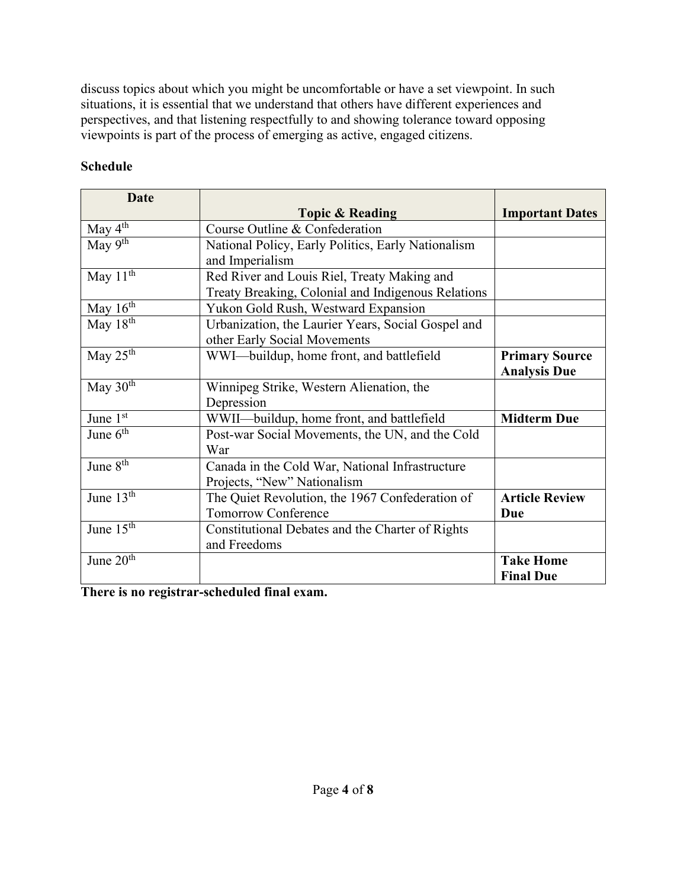discuss topics about which you might be uncomfortable or have a set viewpoint. In such situations, it is essential that we understand that others have different experiences and perspectives, and that listening respectfully to and showing tolerance toward opposing viewpoints is part of the process of emerging as active, engaged citizens.

**Schedule**

| Date | Topic & Reading | Important Dates |
|---|---|---|
| May 4th | Course Outline & Confederation | |
| May 9th | National Policy, Early Politics, Early Nationalism and Imperialism | |
| May 11th | Red River and Louis Riel, Treaty Making and Treaty Breaking, Colonial and Indigenous Relations | |
| May 16th | Yukon Gold Rush, Westward Expansion | |
| May 18th | Urbanization, the Laurier Years, Social Gospel and other Early Social Movements | |
| May 25th | WWI—buildup, home front, and battlefield | **Primary Source Analysis Due** |
| May 30th | Winnipeg Strike, Western Alienation, the Depression | |
| June 1st | WWII—buildup, home front, and battlefield | **Midterm Due** |
| June 6th | Post-war Social Movements, the UN, and the Cold War | |
| June 8th | Canada in the Cold War, National Infrastructure Projects, "New" Nationalism | |
| June 13th | The Quiet Revolution, the 1967 Confederation of Tomorrow Conference | **Article Review Due** |
| June 15th | Constitutional Debates and the Charter of Rights and Freedoms | |
| June 20th | | **Take Home Final Due** |

**There is no registrar-scheduled final exam.**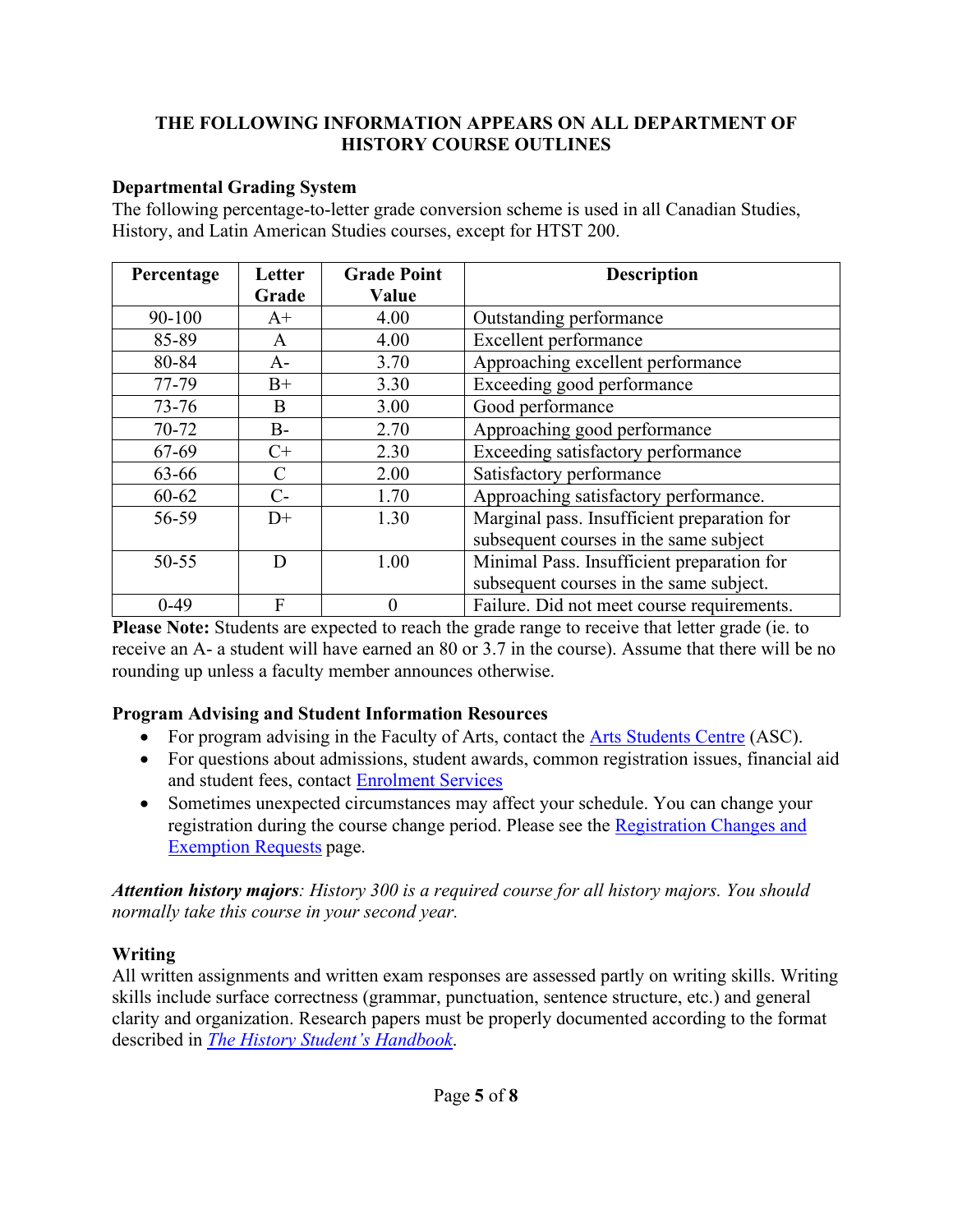**THE FOLLOWING INFORMATION APPEARS ON ALL DEPARTMENT OF HISTORY COURSE OUTLINES**

### Departmental Grading System

The following percentage-to-letter grade conversion scheme is used in all Canadian Studies, History, and Latin American Studies courses, except for HTST 200.

| Percentage | Letter Grade | Grade Point Value | Description |
|---|---|---|---|
| 90-100 | A+ | 4.00 | Outstanding performance |
| 85-89 | A | 4.00 | Excellent performance |
| 80-84 | A- | 3.70 | Approaching excellent performance |
| 77-79 | B+ | 3.30 | Exceeding good performance |
| 73-76 | B | 3.00 | Good performance |
| 70-72 | B- | 2.70 | Approaching good performance |
| 67-69 | C+ | 2.30 | Exceeding satisfactory performance |
| 63-66 | C | 2.00 | Satisfactory performance |
| 60-62 | C- | 1.70 | Approaching satisfactory performance. |
| 56-59 | D+ | 1.30 | Marginal pass. Insufficient preparation for subsequent courses in the same subject |
| 50-55 | D | 1.00 | Minimal Pass. Insufficient preparation for subsequent courses in the same subject. |
| 0-49 | F | 0 | Failure. Did not meet course requirements. |

**Please Note:** Students are expected to reach the grade range to receive that letter grade (ie. to receive an A- a student will have earned an 80 or 3.7 in the course). Assume that there will be no rounding up unless a faculty member announces otherwise.

### Program Advising and Student Information Resources

- For program advising in the Faculty of Arts, contact the Arts Students Centre (ASC).
- For questions about admissions, student awards, common registration issues, financial aid and student fees, contact Enrolment Services
- Sometimes unexpected circumstances may affect your schedule. You can change your registration during the course change period. Please see the Registration Changes and Exemption Requests page.

***Attention history majors**: History 300 is a required course for all history majors. You should normally take this course in your second year.*

### Writing

All written assignments and written exam responses are assessed partly on writing skills. Writing skills include surface correctness (grammar, punctuation, sentence structure, etc.) and general clarity and organization. Research papers must be properly documented according to the format described in *The History Student's Handbook*.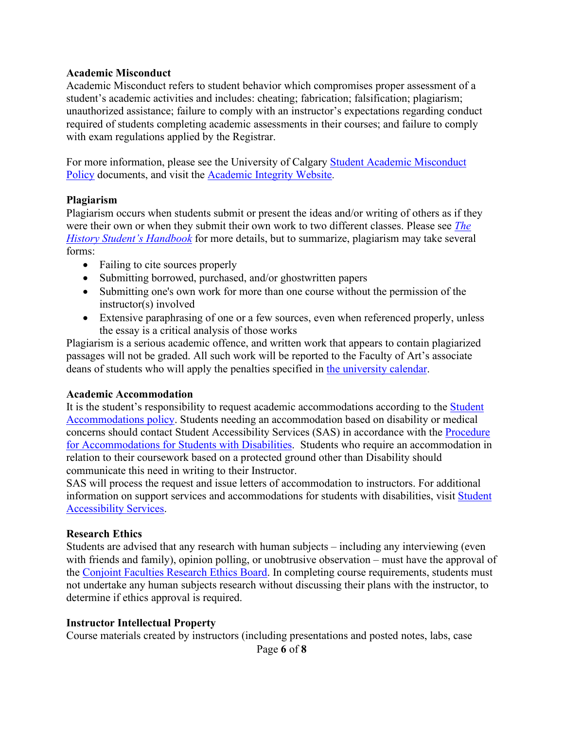**Academic Misconduct**

Academic Misconduct refers to student behavior which compromises proper assessment of a student's academic activities and includes: cheating; fabrication; falsification; plagiarism; unauthorized assistance; failure to comply with an instructor's expectations regarding conduct required of students completing academic assessments in their courses; and failure to comply with exam regulations applied by the Registrar.

For more information, please see the University of Calgary Student Academic Misconduct Policy documents, and visit the Academic Integrity Website.

**Plagiarism**

Plagiarism occurs when students submit or present the ideas and/or writing of others as if they were their own or when they submit their own work to two different classes. Please see *The History Student's Handbook* for more details, but to summarize, plagiarism may take several forms:

- Failing to cite sources properly
- Submitting borrowed, purchased, and/or ghostwritten papers
- Submitting one's own work for more than one course without the permission of the instructor(s) involved
- Extensive paraphrasing of one or a few sources, even when referenced properly, unless the essay is a critical analysis of those works

Plagiarism is a serious academic offence, and written work that appears to contain plagiarized passages will not be graded. All such work will be reported to the Faculty of Art's associate deans of students who will apply the penalties specified in the university calendar.

**Academic Accommodation**

It is the student's responsibility to request academic accommodations according to the Student Accommodations policy. Students needing an accommodation based on disability or medical concerns should contact Student Accessibility Services (SAS) in accordance with the Procedure for Accommodations for Students with Disabilities. Students who require an accommodation in relation to their coursework based on a protected ground other than Disability should communicate this need in writing to their Instructor.
SAS will process the request and issue letters of accommodation to instructors. For additional information on support services and accommodations for students with disabilities, visit Student Accessibility Services.

**Research Ethics**

Students are advised that any research with human subjects – including any interviewing (even with friends and family), opinion polling, or unobtrusive observation – must have the approval of the Conjoint Faculties Research Ethics Board. In completing course requirements, students must not undertake any human subjects research without discussing their plans with the instructor, to determine if ethics approval is required.

**Instructor Intellectual Property**

Course materials created by instructors (including presentations and posted notes, labs, case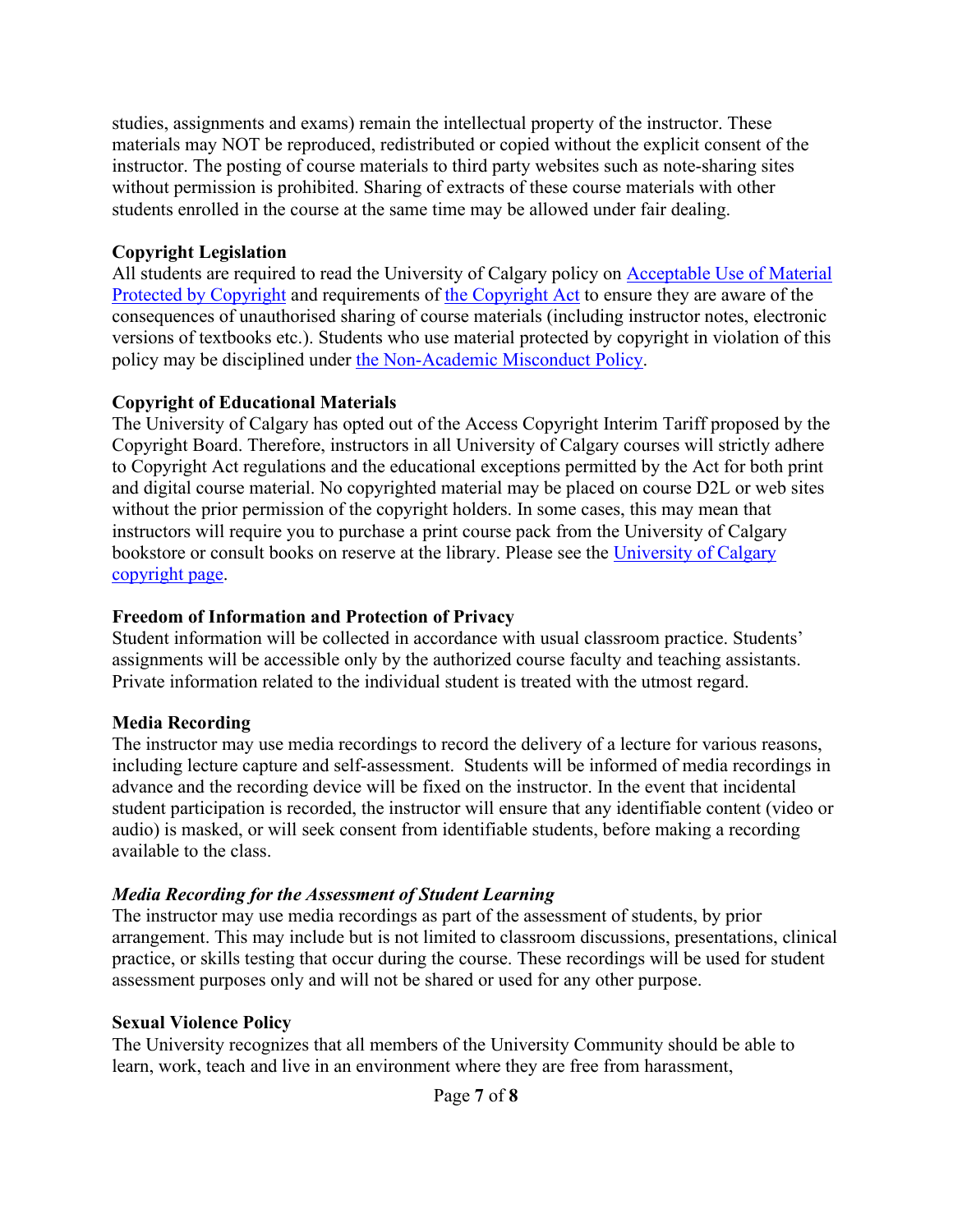studies, assignments and exams) remain the intellectual property of the instructor. These materials may NOT be reproduced, redistributed or copied without the explicit consent of the instructor. The posting of course materials to third party websites such as note-sharing sites without permission is prohibited. Sharing of extracts of these course materials with other students enrolled in the course at the same time may be allowed under fair dealing.

**Copyright Legislation**
All students are required to read the University of Calgary policy on Acceptable Use of Material Protected by Copyright and requirements of the Copyright Act to ensure they are aware of the consequences of unauthorised sharing of course materials (including instructor notes, electronic versions of textbooks etc.). Students who use material protected by copyright in violation of this policy may be disciplined under the Non-Academic Misconduct Policy.

**Copyright of Educational Materials**
The University of Calgary has opted out of the Access Copyright Interim Tariff proposed by the Copyright Board. Therefore, instructors in all University of Calgary courses will strictly adhere to Copyright Act regulations and the educational exceptions permitted by the Act for both print and digital course material. No copyrighted material may be placed on course D2L or web sites without the prior permission of the copyright holders. In some cases, this may mean that instructors will require you to purchase a print course pack from the University of Calgary bookstore or consult books on reserve at the library. Please see the University of Calgary copyright page.

**Freedom of Information and Protection of Privacy**
Student information will be collected in accordance with usual classroom practice. Students' assignments will be accessible only by the authorized course faculty and teaching assistants. Private information related to the individual student is treated with the utmost regard.

**Media Recording**
The instructor may use media recordings to record the delivery of a lecture for various reasons, including lecture capture and self-assessment. Students will be informed of media recordings in advance and the recording device will be fixed on the instructor. In the event that incidental student participation is recorded, the instructor will ensure that any identifiable content (video or audio) is masked, or will seek consent from identifiable students, before making a recording available to the class.

***Media Recording for the Assessment of Student Learning***
The instructor may use media recordings as part of the assessment of students, by prior arrangement. This may include but is not limited to classroom discussions, presentations, clinical practice, or skills testing that occur during the course. These recordings will be used for student assessment purposes only and will not be shared or used for any other purpose.

**Sexual Violence Policy**
The University recognizes that all members of the University Community should be able to learn, work, teach and live in an environment where they are free from harassment,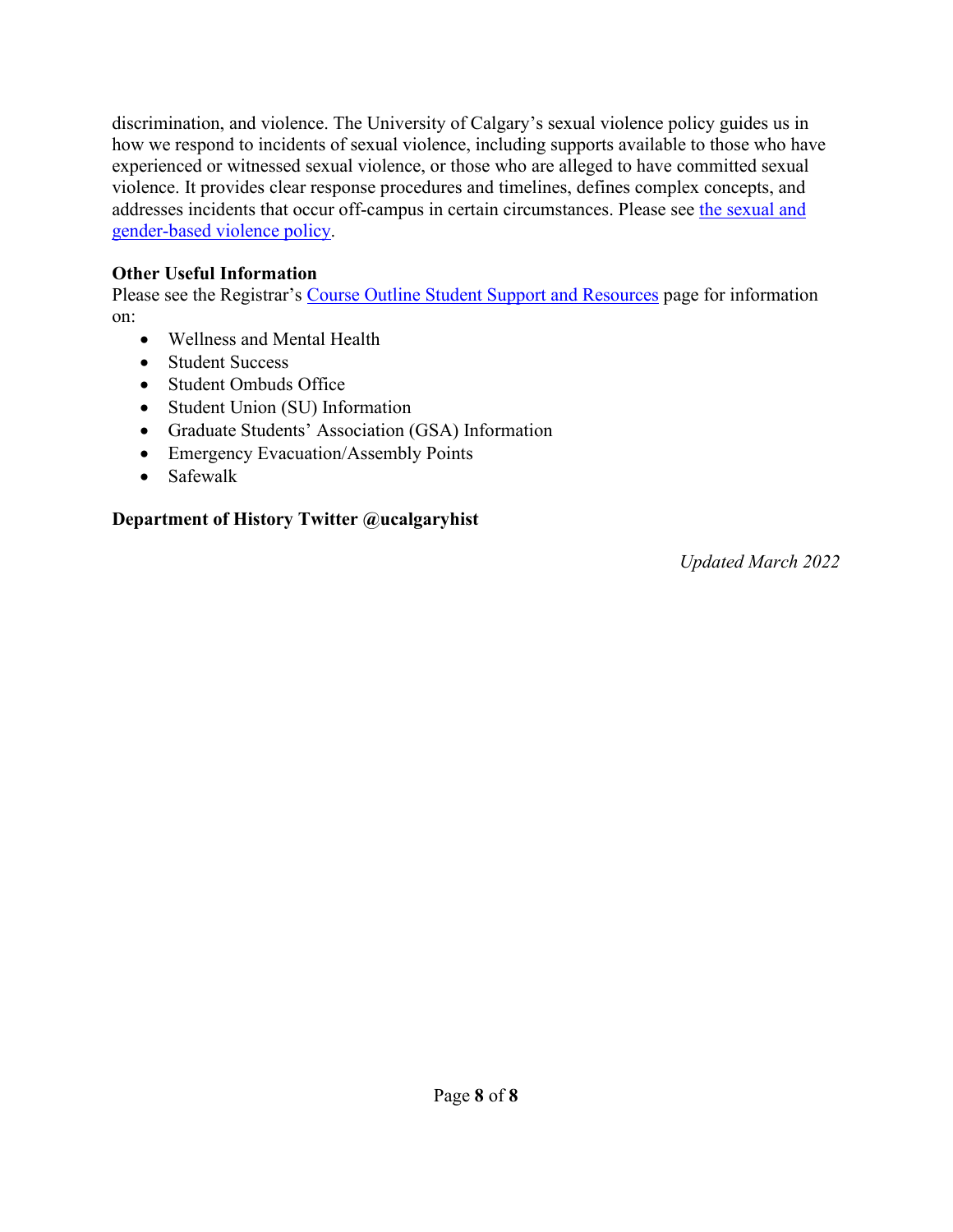discrimination, and violence. The University of Calgary's sexual violence policy guides us in how we respond to incidents of sexual violence, including supports available to those who have experienced or witnessed sexual violence, or those who are alleged to have committed sexual violence. It provides clear response procedures and timelines, defines complex concepts, and addresses incidents that occur off-campus in certain circumstances. Please see the sexual and gender-based violence policy.

**Other Useful Information**
Please see the Registrar's Course Outline Student Support and Resources page for information on:

- Wellness and Mental Health
- Student Success
- Student Ombuds Office
- Student Union (SU) Information
- Graduate Students' Association (GSA) Information
- Emergency Evacuation/Assembly Points
- Safewalk

**Department of History Twitter @ucalgaryhist**

*Updated March 2022*